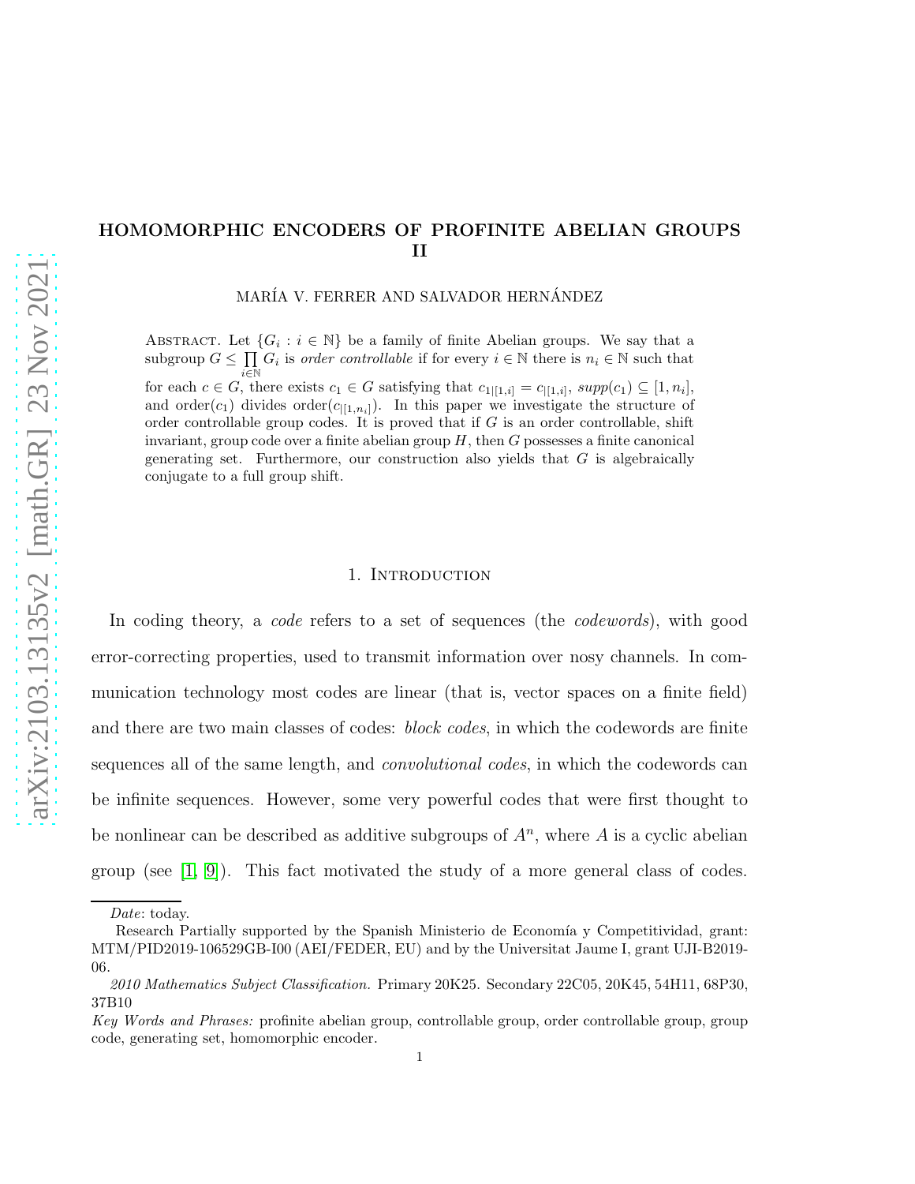# HOMOMORPHIC ENCODERS OF PROFINITE ABELIAN GROUPS II

MARÍA V. FERRER AND SALVADOR HERNÁNDEZ

Abstract. Let $\{G_i : i \in \mathbb{N}\}$ be a family of finite Abelian groups. We say that a subgroup $G \leq \prod_{i\in\mathbb{N}} G_i$ is *order controllable* if for every $i \in \mathbb{N}$ there is $n_i \in \mathbb{N}$ such that for each $c \in G$, there exists $c_1 \in G$ satisfying that $c_{1|[1,i]} = c_{|[1,i]}$, $supp(c_1) \subseteq [1, n_i]$, and order$(c_1)$ divides order$(c_{|[1,n_i]})$. In this paper we investigate the structure of order controllable group codes. It is proved that if $G$ is an order controllable, shift invariant, group code over a finite abelian group $H$, then $G$ possesses a finite canonical generating set. Furthermore, our construction also yields that $G$ is algebraically conjugate to a full group shift.

## 1. Introduction

In coding theory, a *code* refers to a set of sequences (the *codewords*), with good error-correcting properties, used to transmit information over nosy channels. In communication technology most codes are linear (that is, vector spaces on a finite field) and there are two main classes of codes: *block codes*, in which the codewords are finite sequences all of the same length, and *convolutional codes*, in which the codewords can be infinite sequences. However, some very powerful codes that were first thought to be nonlinear can be described as additive subgroups of $A^n$, where $A$ is a cyclic abelian group (see [1, 9]). This fact motivated the study of a more general class of codes.

*Date*: today.

Research Partially supported by the Spanish Ministerio de Economía y Competitividad, grant: MTM/PID2019-106529GB-I00 (AEI/FEDER, EU) and by the Universitat Jaume I, grant UJI-B2019-06.

*2010 Mathematics Subject Classification.* Primary 20K25. Secondary 22C05, 20K45, 54H11, 68P30, 37B10

*Key Words and Phrases:* profinite abelian group, controllable group, order controllable group, group code, generating set, homomorphic encoder.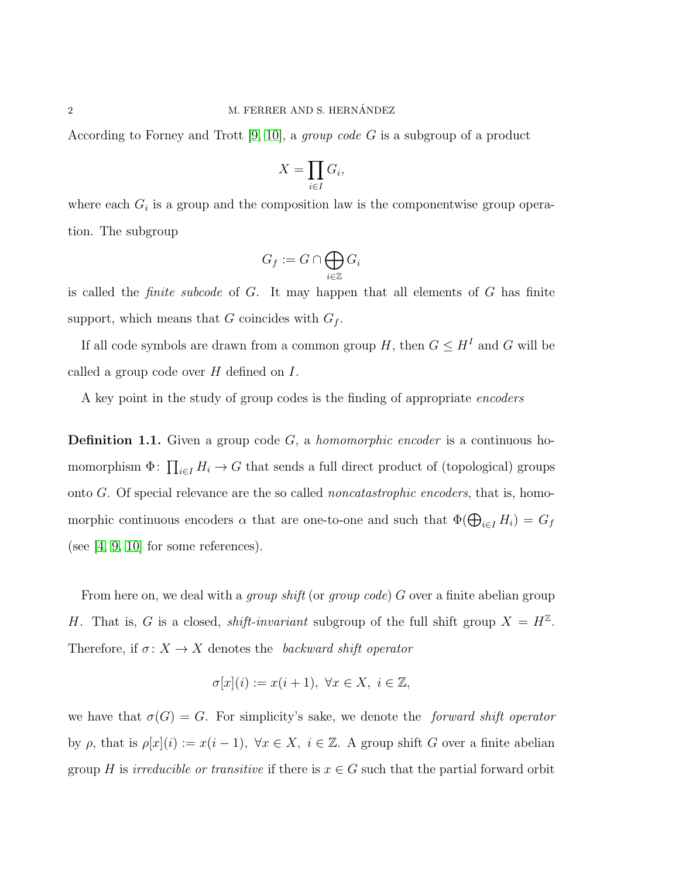According to Forney and Trott [9, 10], a *group code* $G$ is a subgroup of a product

$$X = \prod_{i\in I} G_i,$$

where each $G_i$ is a group and the composition law is the componentwise group operation. The subgroup

$$G_f := G \cap \bigoplus_{i\in\mathbb{Z}} G_i$$

is called the *finite subcode* of $G$. It may happen that all elements of $G$ has finite support, which means that $G$ coincides with $G_f$.

If all code symbols are drawn from a common group $H$, then $G \le H^I$ and $G$ will be called a group code over $H$ defined on $I$.

A key point in the study of group codes is the finding of appropriate *encoders*

**Definition 1.1.** Given a group code $G$, a *homomorphic encoder* is a continuous homomorphism $\Phi\colon \prod_{i\in I} H_i \to G$ that sends a full direct product of (topological) groups onto $G$. Of special relevance are the so called *noncatastrophic encoders*, that is, homomorphic continuous encoders $\alpha$ that are one-to-one and such that $\Phi(\bigoplus_{i\in I} H_i) = G_f$ (see [4, 9, 10] for some references).

From here on, we deal with a *group shift* (or *group code*) $G$ over a finite abelian group $H$. That is, $G$ is a closed, *shift-invariant* subgroup of the full shift group $X = H^{\mathbb{Z}}$. Therefore, if $\sigma\colon X \to X$ denotes the *backward shift operator*

$$\sigma[x](i) := x(i+1),\ \forall x \in X,\ i \in \mathbb{Z},$$

we have that $\sigma(G) = G$. For simplicity's sake, we denote the *forward shift operator* by $\rho$, that is $\rho[x](i) := x(i-1)$, $\forall x \in X$, $i \in \mathbb{Z}$. A group shift $G$ over a finite abelian group $H$ is *irreducible or transitive* if there is $x \in G$ such that the partial forward orbit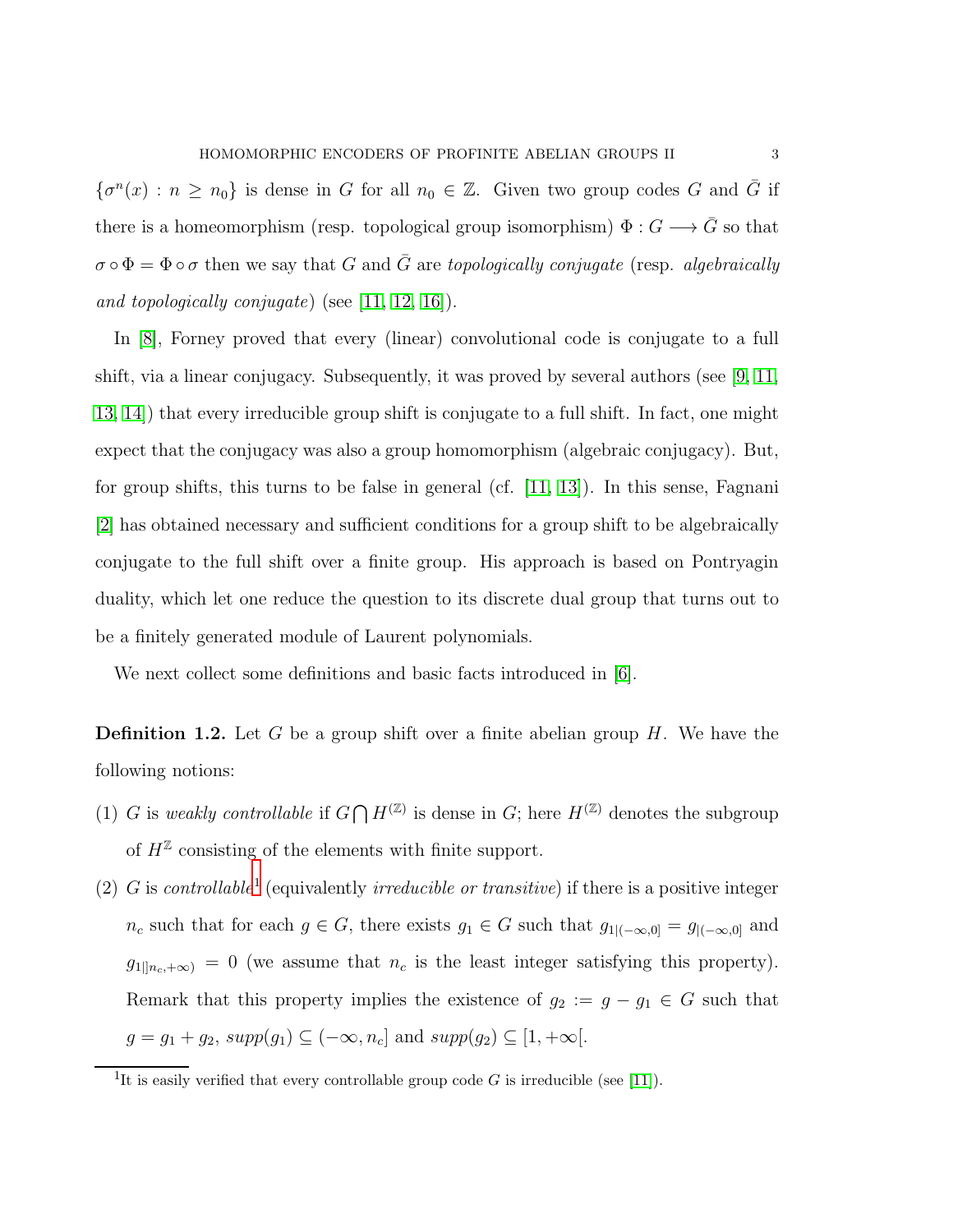$\{\sigma^n(x) : n \geq n_0\}$ is dense in $G$ for all $n_0 \in \mathbb{Z}$. Given two group codes $G$ and $\bar{G}$ if there is a homeomorphism (resp. topological group isomorphism) $\Phi : G \longrightarrow \bar{G}$ so that $\sigma \circ \Phi = \Phi \circ \sigma$ then we say that $G$ and $\bar{G}$ are *topologically conjugate* (resp. *algebraically and topologically conjugate*) (see [11, 12, 16]).

In [8], Forney proved that every (linear) convolutional code is conjugate to a full shift, via a linear conjugacy. Subsequently, it was proved by several authors (see [9, 11, 13, 14]) that every irreducible group shift is conjugate to a full shift. In fact, one might expect that the conjugacy was also a group homomorphism (algebraic conjugacy). But, for group shifts, this turns to be false in general (cf. [11, 13]). In this sense, Fagnani [2] has obtained necessary and sufficient conditions for a group shift to be algebraically conjugate to the full shift over a finite group. His approach is based on Pontryagin duality, which let one reduce the question to its discrete dual group that turns out to be a finitely generated module of Laurent polynomials.

We next collect some definitions and basic facts introduced in [6].

**Definition 1.2.** Let $G$ be a group shift over a finite abelian group $H$. We have the following notions:

(1) $G$ is *weakly controllable* if $G \bigcap H^{(\mathbb{Z})}$ is dense in $G$; here $H^{(\mathbb{Z})}$ denotes the subgroup of $H^{\mathbb{Z}}$ consisting of the elements with finite support.

(2) $G$ is *controllable*[1] (equivalently *irreducible or transitive*) if there is a positive integer $n_c$ such that for each $g \in G$, there exists $g_1 \in G$ such that $g_{1|(-\infty,0]} = g_{|(-\infty,0]}$ and $g_{1|]n_c,+\infty)} = 0$ (we assume that $n_c$ is the least integer satisfying this property). Remark that this property implies the existence of $g_2 := g - g_1 \in G$ such that $g = g_1 + g_2$, $supp(g_1) \subseteq (-\infty, n_c]$ and $supp(g_2) \subseteq [1, +\infty[$.

[1] It is easily verified that every controllable group code $G$ is irreducible (see [11]).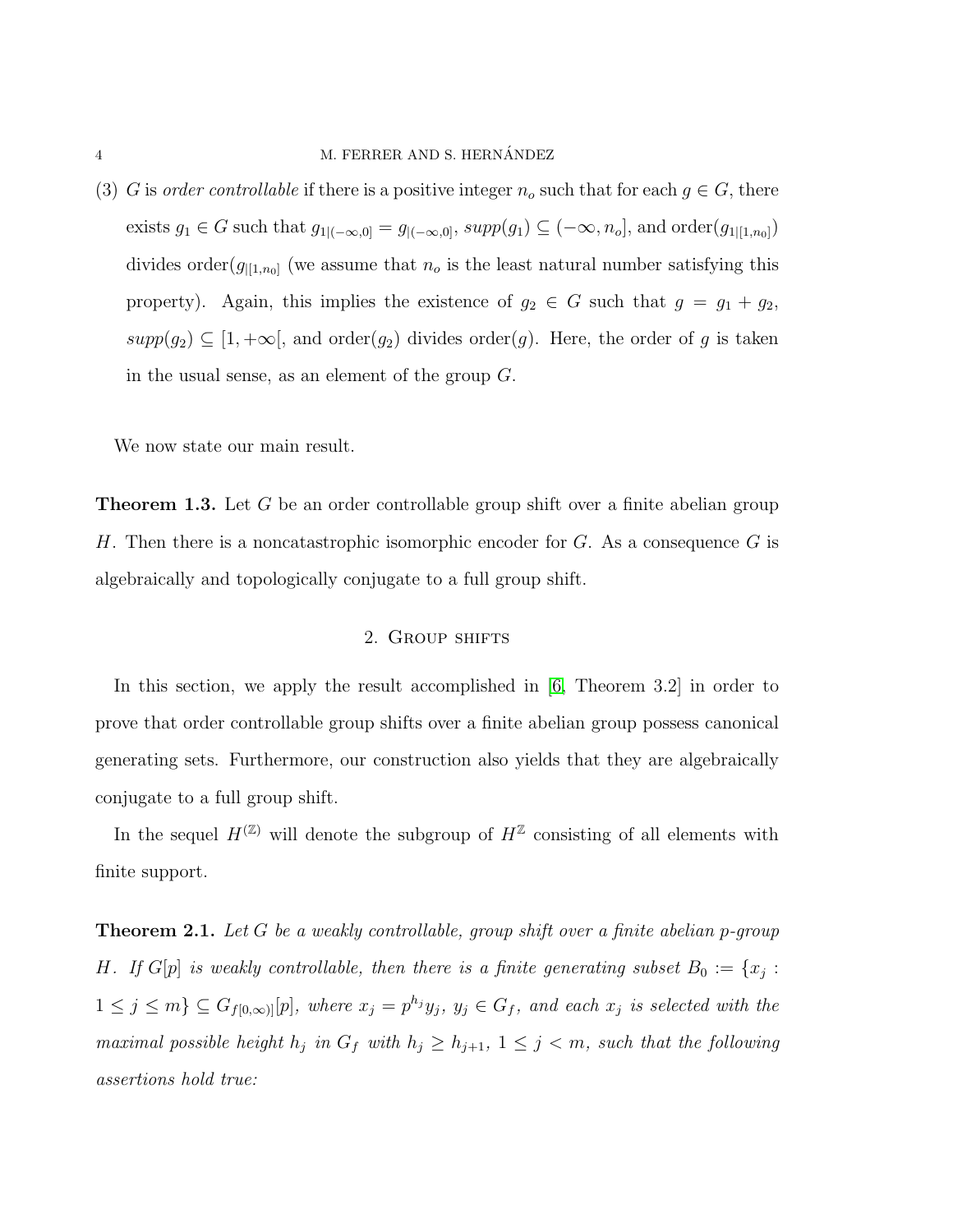(3) $G$ is *order controllable* if there is a positive integer $n_o$ such that for each $g \in G$, there exists $g_1 \in G$ such that $g_{1|(-\infty,0]} = g_{|(-\infty,0]}$, $supp(g_1) \subseteq (-\infty, n_o]$, and $\text{order}(g_{1|[1,n_0]})$ divides $\text{order}(g_{|[1,n_0]}$ (we assume that $n_o$ is the least natural number satisfying this property). Again, this implies the existence of $g_2 \in G$ such that $g = g_1 + g_2$, $supp(g_2) \subseteq [1, +\infty[$, and $\text{order}(g_2)$ divides $\text{order}(g)$. Here, the order of $g$ is taken in the usual sense, as an element of the group $G$.

We now state our main result.

**Theorem 1.3.** Let $G$ be an order controllable group shift over a finite abelian group $H$. Then there is a noncatastrophic isomorphic encoder for $G$. As a consequence $G$ is algebraically and topologically conjugate to a full group shift.

## 2. Group shifts

In this section, we apply the result accomplished in [6, Theorem 3.2] in order to prove that order controllable group shifts over a finite abelian group possess canonical generating sets. Furthermore, our construction also yields that they are algebraically conjugate to a full group shift.

In the sequel $H^{(\mathbb{Z})}$ will denote the subgroup of $H^{\mathbb{Z}}$ consisting of all elements with finite support.

**Theorem 2.1.** *Let $G$ be a weakly controllable, group shift over a finite abelian $p$-group $H$. If $G[p]$ is weakly controllable, then there is a finite generating subset $B_0 := \{x_j : 1 \leq j \leq m\} \subseteq G_{f[0,\infty)]}[p]$, where $x_j = p^{h_j} y_j$, $y_j \in G_f$, and each $x_j$ is selected with the maximal possible height $h_j$ in $G_f$ with $h_j \geq h_{j+1}$, $1 \leq j < m$, such that the following assertions hold true:*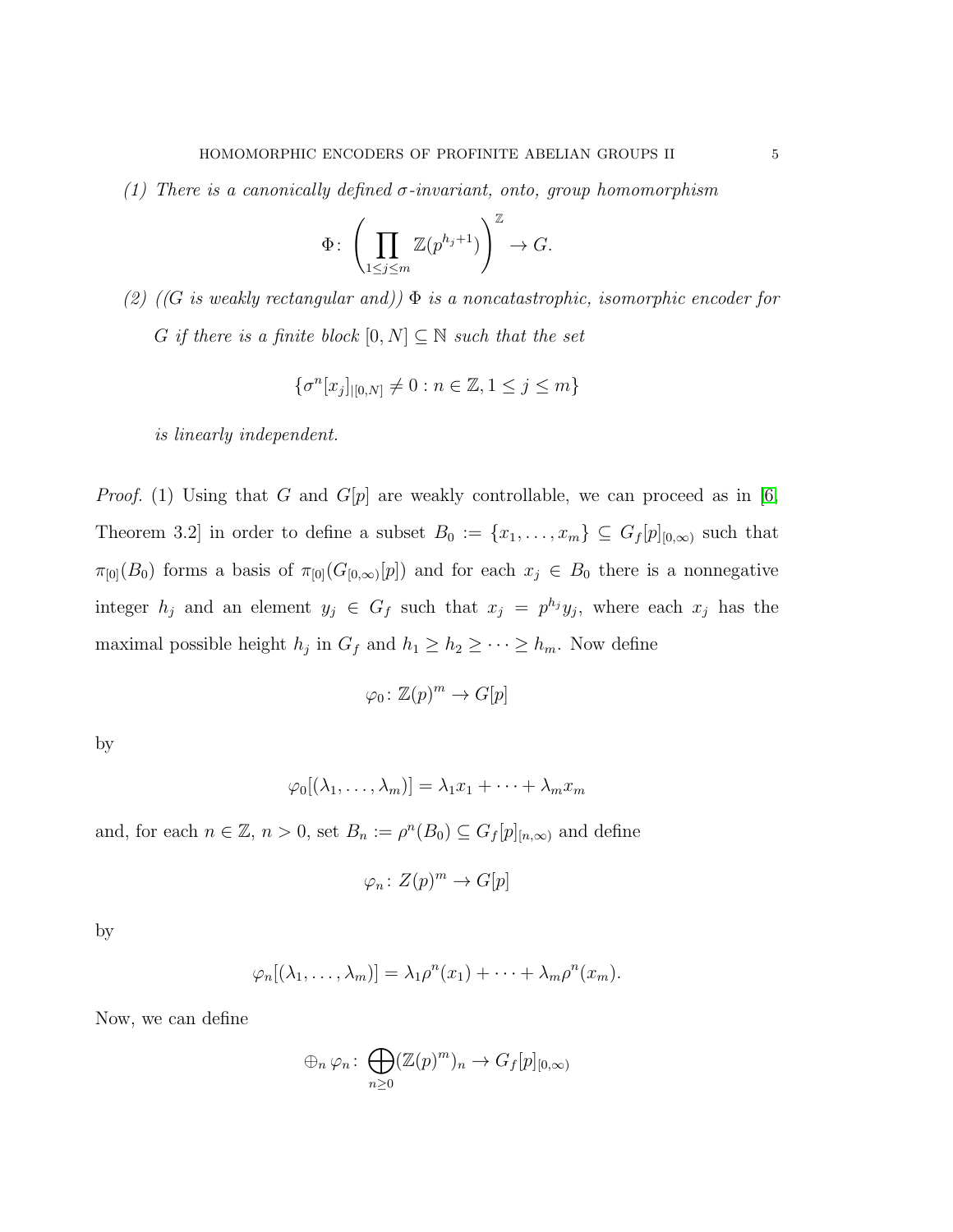*(1) There is a canonically defined $\sigma$-invariant, onto, group homomorphism*

$$\Phi\colon \left(\prod_{1\leq j\leq m} \mathbb{Z}(p^{h_j+1})\right)^{\mathbb{Z}} \to G.$$

*(2) ((G is weakly rectangular and)) $\Phi$ is a noncatastrophic, isomorphic encoder for $G$ if there is a finite block $[0,N] \subseteq \mathbb{N}$ such that the set*

$$\{\sigma^n [x_j]_{|[0,N]} \neq 0 : n \in \mathbb{Z}, 1 \leq j \leq m\}$$

*is linearly independent.*

*Proof.* (1) Using that $G$ and $G[p]$ are weakly controllable, we can proceed as in [6, Theorem 3.2] in order to define a subset $B_0 := \{x_1, \ldots, x_m\} \subseteq G_f[p]_{[0,\infty)}$ such that $\pi_{[0]}(B_0)$ forms a basis of $\pi_{[0]}(G_{[0,\infty)}[p])$ and for each $x_j \in B_0$ there is a nonnegative integer $h_j$ and an element $y_j \in G_f$ such that $x_j = p^{h_j} y_j$, where each $x_j$ has the maximal possible height $h_j$ in $G_f$ and $h_1 \geq h_2 \geq \cdots \geq h_m$. Now define

$$\varphi_0\colon \mathbb{Z}(p)^m \to G[p]$$

by

$$\varphi_0[(\lambda_1, \ldots, \lambda_m)] = \lambda_1 x_1 + \cdots + \lambda_m x_m$$

and, for each $n \in \mathbb{Z}$, $n > 0$, set $B_n := \rho^n(B_0) \subseteq G_f[p]_{[n,\infty)}$ and define

$$\varphi_n\colon Z(p)^m \to G[p]$$

by

$$\varphi_n[(\lambda_1, \ldots, \lambda_m)] = \lambda_1 \rho^n(x_1) + \cdots + \lambda_m \rho^n(x_m).$$

Now, we can define

$$\oplus_n \varphi_n\colon \bigoplus_{n\geq 0} (\mathbb{Z}(p)^m)_n \to G_f[p]_{[0,\infty)}$$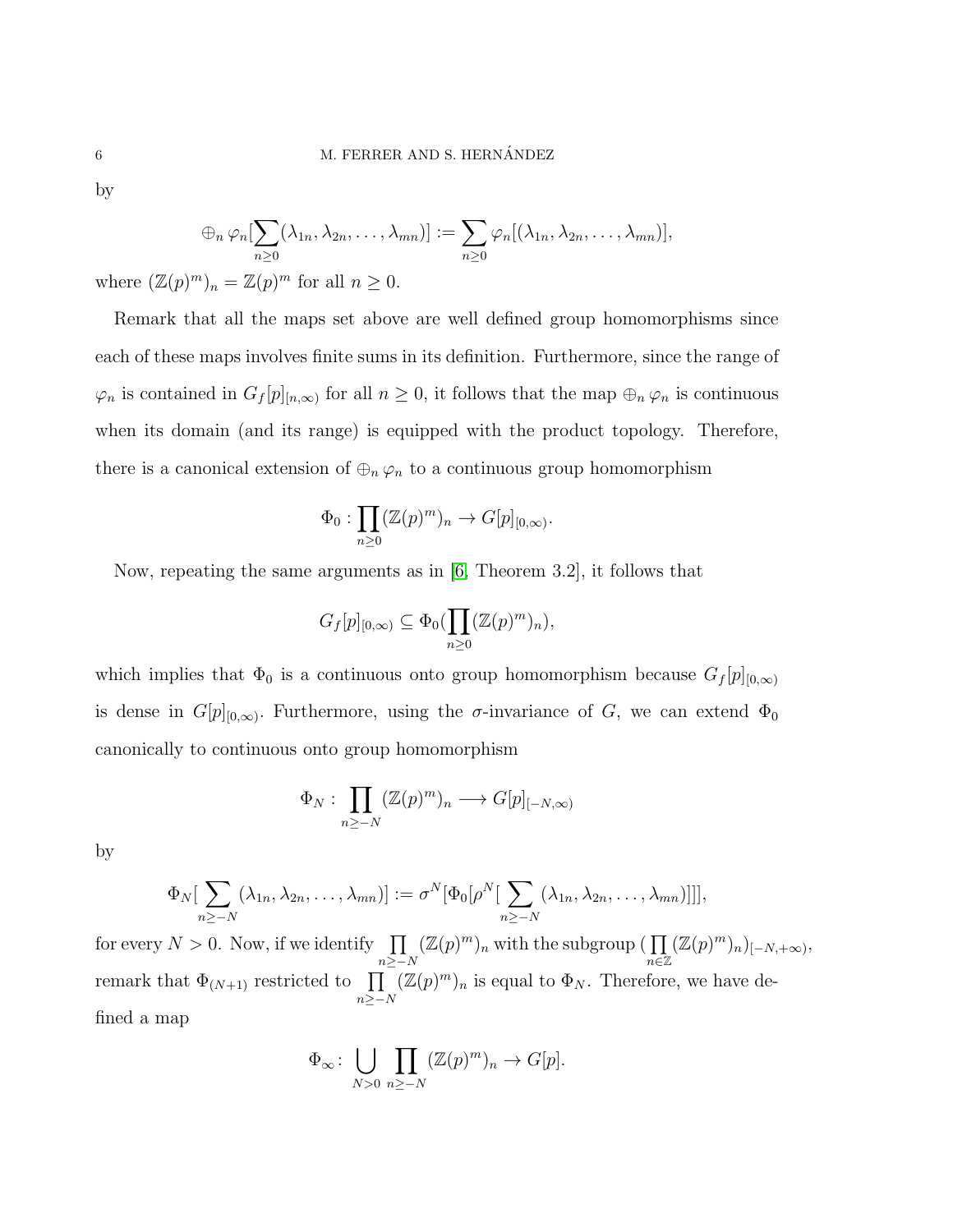by

$$\oplus_n \varphi_n[\sum_{n\geq 0}(\lambda_{1n}, \lambda_{2n}, \ldots, \lambda_{mn})] := \sum_{n\geq 0} \varphi_n[(\lambda_{1n}, \lambda_{2n}, \ldots, \lambda_{mn})],$$

where $(\mathbb{Z}(p)^m)_n = \mathbb{Z}(p)^m$ for all $n \geq 0$.

Remark that all the maps set above are well defined group homomorphisms since each of these maps involves finite sums in its definition. Furthermore, since the range of $\varphi_n$ is contained in $G_f[p]_{[n,\infty)}$ for all $n \geq 0$, it follows that the map $\oplus_n \varphi_n$ is continuous when its domain (and its range) is equipped with the product topology. Therefore, there is a canonical extension of $\oplus_n \varphi_n$ to a continuous group homomorphism

$$\Phi_0 : \prod_{n\geq 0}(\mathbb{Z}(p)^m)_n \to G[p]_{[0,\infty)}.$$

Now, repeating the same arguments as in [6, Theorem 3.2], it follows that

$$G_f[p]_{[0,\infty)} \subseteq \Phi_0(\prod_{n\geq 0}(\mathbb{Z}(p)^m)_n),$$

which implies that $\Phi_0$ is a continuous onto group homomorphism because $G_f[p]_{[0,\infty)}$ is dense in $G[p]_{[0,\infty)}$. Furthermore, using the $\sigma$-invariance of $G$, we can extend $\Phi_0$ canonically to continuous onto group homomorphism

$$\Phi_N : \prod_{n\geq -N}(\mathbb{Z}(p)^m)_n \longrightarrow G[p]_{[-N,\infty)}$$

by

$$\Phi_N[\sum_{n\geq -N}(\lambda_{1n}, \lambda_{2n}, \ldots, \lambda_{mn})] := \sigma^N[\Phi_0[\rho^N[\sum_{n\geq -N}(\lambda_{1n}, \lambda_{2n}, \ldots, \lambda_{mn})]]],$$

for every $N > 0$. Now, if we identify $\prod\limits_{n\geq -N}(\mathbb{Z}(p)^m)_n$ with the subgroup $(\prod\limits_{n\in\mathbb{Z}}(\mathbb{Z}(p)^m)_n)_{[-N,+\infty)}$, remark that $\Phi_{(N+1)}$ restricted to $\prod\limits_{n\geq -N}(\mathbb{Z}(p)^m)_n$ is equal to $\Phi_N$. Therefore, we have defined a map

$$\Phi_\infty\colon \bigcup_{N>0}\prod_{n\geq -N}(\mathbb{Z}(p)^m)_n \to G[p].$$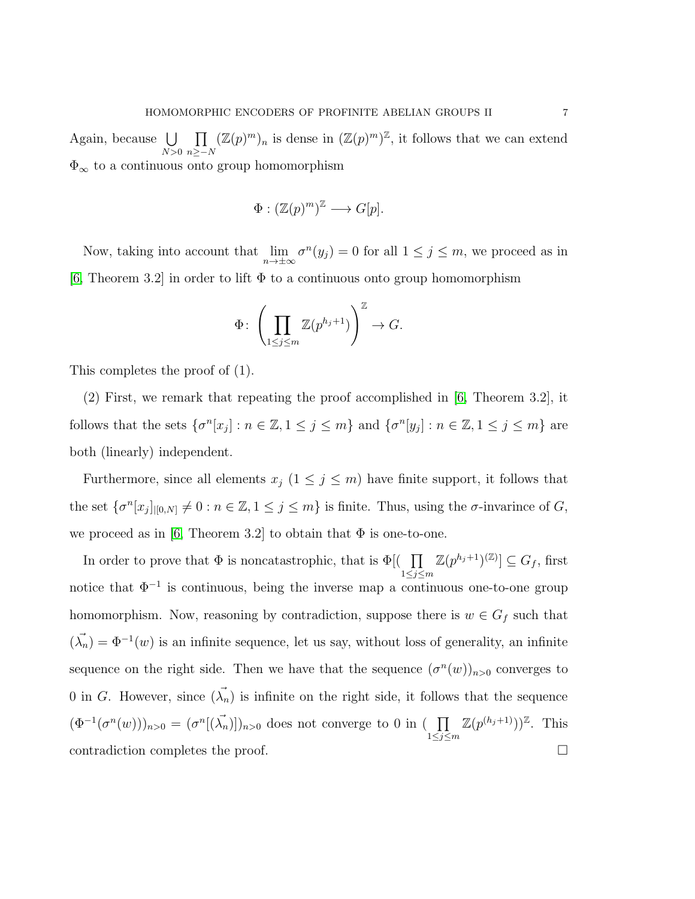Again, because $\bigcup\limits_{N>0} \prod\limits_{n\geq -N} (\mathbb{Z}(p)^m)_n$ is dense in $(\mathbb{Z}(p)^m)^{\mathbb{Z}}$, it follows that we can extend $\Phi_\infty$ to a continuous onto group homomorphism

$$\Phi : (\mathbb{Z}(p)^m)^{\mathbb{Z}} \longrightarrow G[p].$$

Now, taking into account that $\lim\limits_{n\to\pm\infty} \sigma^n(y_j) = 0$ for all $1 \leq j \leq m$, we proceed as in [6, Theorem 3.2] in order to lift $\Phi$ to a continuous onto group homomorphism

$$\Phi\colon \left(\prod_{1\leq j\leq m} \mathbb{Z}(p^{h_j+1})\right)^{\mathbb{Z}} \to G.$$

This completes the proof of (1).

(2) First, we remark that repeating the proof accomplished in [6, Theorem 3.2], it follows that the sets $\{\sigma^n[x_j] : n \in \mathbb{Z}, 1 \leq j \leq m\}$ and $\{\sigma^n[y_j] : n \in \mathbb{Z}, 1 \leq j \leq m\}$ are both (linearly) independent.

Furthermore, since all elements $x_j$ $(1 \leq j \leq m)$ have finite support, it follows that the set $\{\sigma^n[x_j]_{|[0,N]} \neq 0 : n \in \mathbb{Z}, 1 \leq j \leq m\}$ is finite. Thus, using the $\sigma$-invarince of $G$, we proceed as in [6, Theorem 3.2] to obtain that $\Phi$ is one-to-one.

In order to prove that $\Phi$ is noncatastrophic, that is $\Phi[(\prod\limits_{1\leq j\leq m} \mathbb{Z}(p^{h_j+1})^{(\mathbb{Z})}] \subseteq G_f$, first notice that $\Phi^{-1}$ is continuous, being the inverse map a continuous one-to-one group homomorphism. Now, reasoning by contradiction, suppose there is $w \in G_f$ such that $(\vec{\lambda_n}) = \Phi^{-1}(w)$ is an infinite sequence, let us say, without loss of generality, an infinite sequence on the right side. Then we have that the sequence $(\sigma^n(w))_{n>0}$ converges to $0$ in $G$. However, since $(\vec{\lambda_n})$ is infinite on the right side, it follows that the sequence $(\Phi^{-1}(\sigma^n(w)))_{n>0} = (\sigma^n[(\vec{\lambda_n})])_{n>0}$ does not converge to $0$ in $(\prod\limits_{1\leq j\leq m} \mathbb{Z}(p^{(h_j+1)}))^{\mathbb{Z}}$. This contradiction completes the proof. $\square$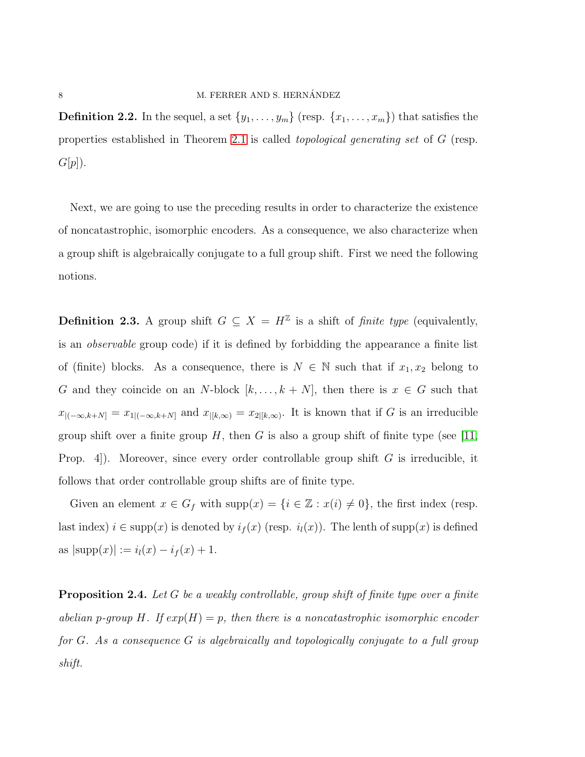**Definition 2.2.** In the sequel, a set $\{y_1, \ldots, y_m\}$ (resp. $\{x_1, \ldots, x_m\}$) that satisfies the properties established in Theorem 2.1 is called *topological generating set* of $G$ (resp. $G[p]$).

Next, we are going to use the preceding results in order to characterize the existence of noncatastrophic, isomorphic encoders. As a consequence, we also characterize when a group shift is algebraically conjugate to a full group shift. First we need the following notions.

**Definition 2.3.** A group shift $G \subseteq X = H^{\mathbb{Z}}$ is a shift of *finite type* (equivalently, is an *observable* group code) if it is defined by forbidding the appearance a finite list of (finite) blocks. As a consequence, there is $N \in \mathbb{N}$ such that if $x_1, x_2$ belong to $G$ and they coincide on an $N$-block $[k, \ldots, k+N]$, then there is $x \in G$ such that $x_{|(-\infty,k+N]} = x_{1|(-\infty,k+N]}$ and $x_{|[k,\infty)} = x_{2|[k,\infty)}$. It is known that if $G$ is an irreducible group shift over a finite group $H$, then $G$ is also a group shift of finite type (see [11, Prop. 4]). Moreover, since every order controllable group shift $G$ is irreducible, it follows that order controllable group shifts are of finite type.

Given an element $x \in G_f$ with $\text{supp}(x) = \{i \in \mathbb{Z} : x(i) \neq 0\}$, the first index (resp. last index) $i \in \text{supp}(x)$ is denoted by $i_f(x)$ (resp. $i_l(x)$). The lenth of $\text{supp}(x)$ is defined as $|\text{supp}(x)| := i_l(x) - i_f(x) + 1$.

**Proposition 2.4.** *Let $G$ be a weakly controllable, group shift of finite type over a finite abelian $p$-group $H$. If $exp(H) = p$, then there is a noncatastrophic isomorphic encoder for $G$. As a consequence $G$ is algebraically and topologically conjugate to a full group shift.*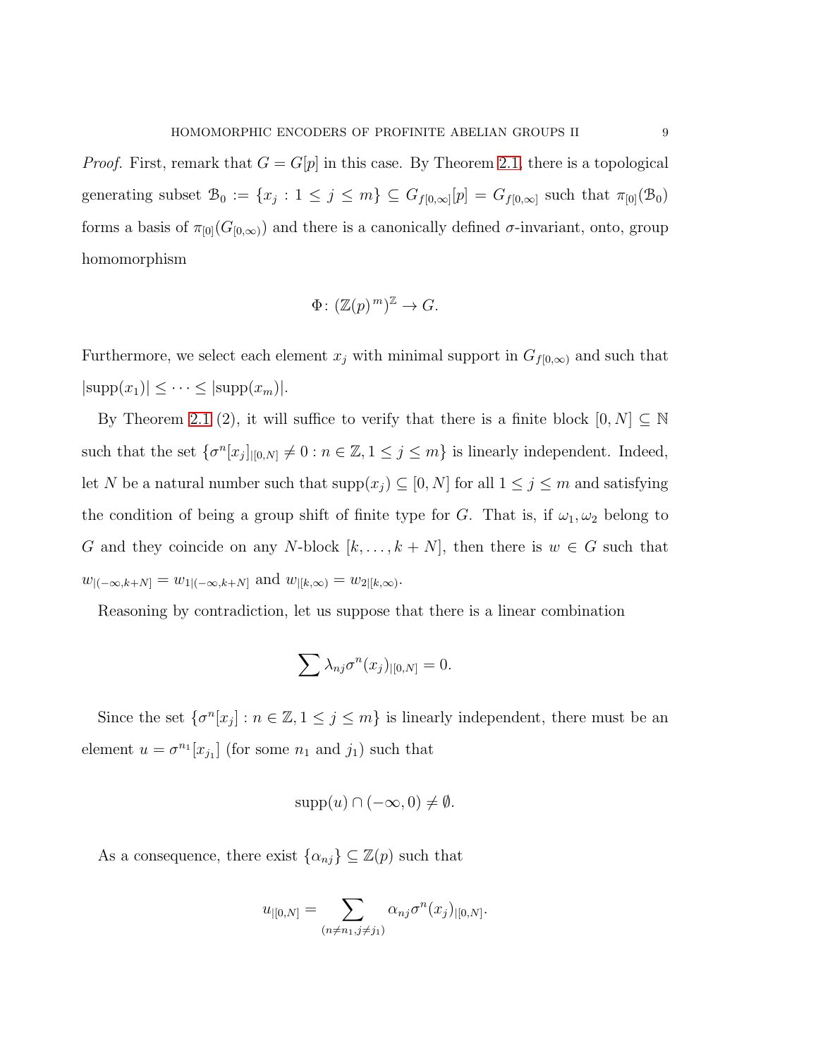*Proof.* First, remark that $G = G[p]$ in this case. By Theorem 2.1, there is a topological generating subset $\mathcal{B}_0 := \{x_j : 1 \leq j \leq m\} \subseteq G_{f[0,\infty]}[p] = G_{f[0,\infty]}$ such that $\pi_{[0]}(\mathcal{B}_0)$ forms a basis of $\pi_{[0]}(G_{[0,\infty)})$ and there is a canonically defined $\sigma$-invariant, onto, group homomorphism

$$\Phi \colon (\mathbb{Z}(p)^m)^{\mathbb{Z}} \to G.$$

Furthermore, we select each element $x_j$ with minimal support in $G_{f[0,\infty)}$ and such that $|\text{supp}(x_1)| \leq \cdots \leq |\text{supp}(x_m)|$.

By Theorem 2.1 (2), it will suffice to verify that there is a finite block $[0, N] \subseteq \mathbb{N}$ such that the set $\{\sigma^n[x_j]_{|[0,N]} \neq 0 : n \in \mathbb{Z}, 1 \leq j \leq m\}$ is linearly independent. Indeed, let $N$ be a natural number such that $\text{supp}(x_j) \subseteq [0, N]$ for all $1 \leq j \leq m$ and satisfying the condition of being a group shift of finite type for $G$. That is, if $\omega_1, \omega_2$ belong to $G$ and they coincide on any $N$-block $[k, \ldots, k+N]$, then there is $w \in G$ such that $w_{|(-\infty,k+N]} = w_{1|(-\infty,k+N]}$ and $w_{|[k,\infty)} = w_{2|[k,\infty)}$.

Reasoning by contradiction, let us suppose that there is a linear combination

$$\sum \lambda_{nj} \sigma^n(x_j)_{|[0,N]} = 0.$$

Since the set $\{\sigma^n[x_j] : n \in \mathbb{Z}, 1 \leq j \leq m\}$ is linearly independent, there must be an element $u = \sigma^{n_1}[x_{j_1}]$ (for some $n_1$ and $j_1$) such that

$$\text{supp}(u) \cap (-\infty, 0) \neq \emptyset.$$

As a consequence, there exist $\{\alpha_{nj}\} \subseteq \mathbb{Z}(p)$ such that

$$u_{|[0,N]} = \sum_{(n \neq n_1, j \neq j_1)} \alpha_{nj} \sigma^n(x_j)_{|[0,N]}.$$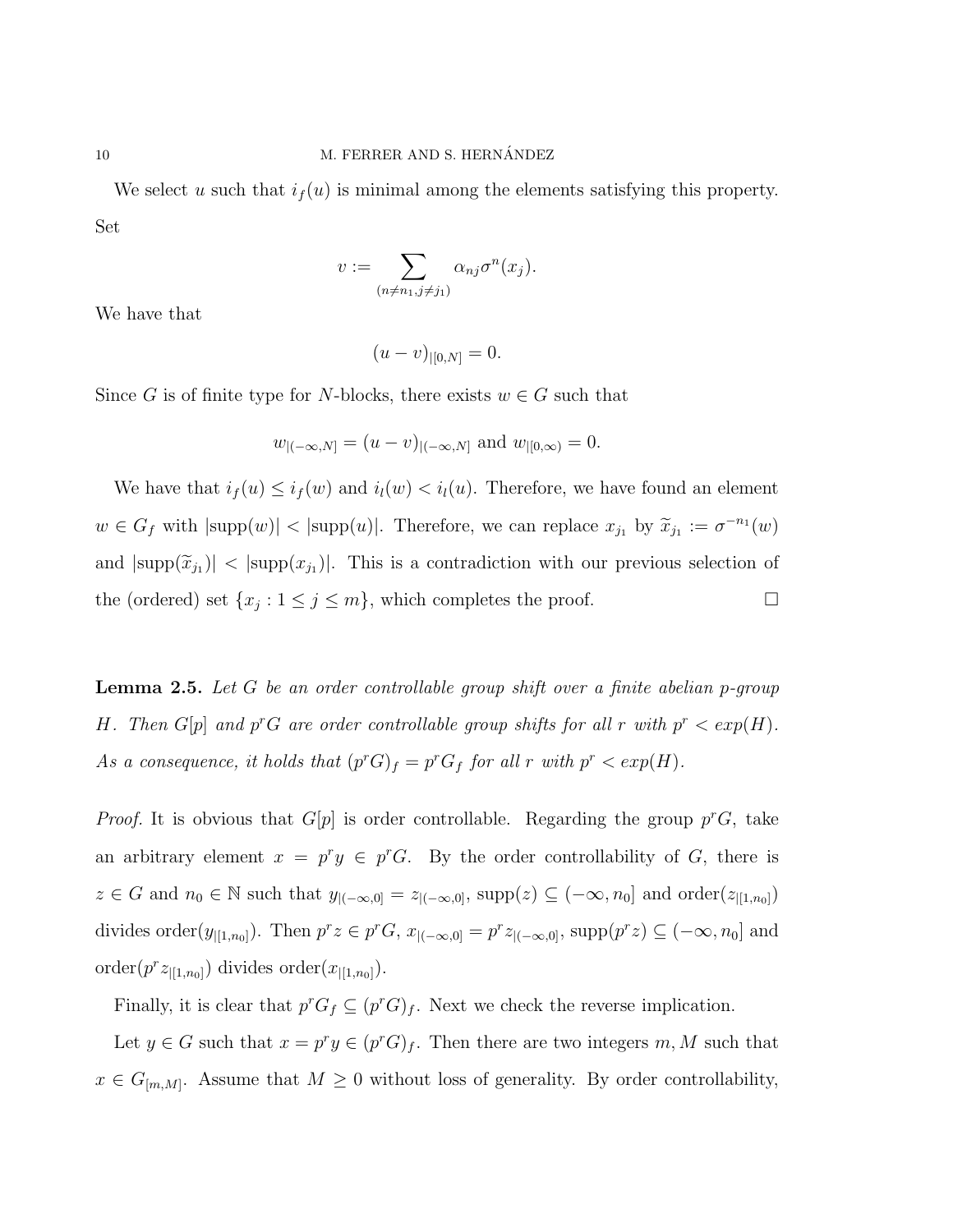We select $u$ such that $i_f(u)$ is minimal among the elements satisfying this property. Set

$$v := \sum_{(n \neq n_1, j \neq j_1)} \alpha_{nj} \sigma^n(x_j).$$

We have that

$$(u - v)_{|[0,N]} = 0.$$

Since $G$ is of finite type for $N$-blocks, there exists $w \in G$ such that

$$w_{|(-\infty,N]} = (u - v)_{|(-\infty,N]} \text{ and } w_{|[0,\infty)} = 0.$$

We have that $i_f(u) \leq i_f(w)$ and $i_l(w) < i_l(u)$. Therefore, we have found an element $w \in G_f$ with $|\text{supp}(w)| < |\text{supp}(u)|$. Therefore, we can replace $x_{j_1}$ by $\widetilde{x}_{j_1} := \sigma^{-n_1}(w)$ and $|\text{supp}(\widetilde{x}_{j_1})| < |\text{supp}(x_{j_1})|$. This is a contradiction with our previous selection of the (ordered) set $\{x_j : 1 \leq j \leq m\}$, which completes the proof. □

**Lemma 2.5.** *Let $G$ be an order controllable group shift over a finite abelian $p$-group $H$. Then $G[p]$ and $p^r G$ are order controllable group shifts for all $r$ with $p^r < exp(H)$. As a consequence, it holds that $(p^r G)_f = p^r G_f$ for all $r$ with $p^r < exp(H)$.*

*Proof.* It is obvious that $G[p]$ is order controllable. Regarding the group $p^r G$, take an arbitrary element $x = p^r y \in p^r G$. By the order controllability of $G$, there is $z \in G$ and $n_0 \in \mathbb{N}$ such that $y_{|(-\infty,0]} = z_{|(-\infty,0]}$, $\text{supp}(z) \subseteq (-\infty, n_0]$ and $\text{order}(z_{|[1,n_0]})$ divides $\text{order}(y_{|[1,n_0]})$. Then $p^r z \in p^r G$, $x_{|(-\infty,0]} = p^r z_{|(-\infty,0]}$, $\text{supp}(p^r z) \subseteq (-\infty, n_0]$ and $\text{order}(p^r z_{|[1,n_0]})$ divides $\text{order}(x_{|[1,n_0]})$.

Finally, it is clear that $p^r G_f \subseteq (p^r G)_f$. Next we check the reverse implication.

Let $y \in G$ such that $x = p^r y \in (p^r G)_f$. Then there are two integers $m, M$ such that $x \in G_{[m,M]}$. Assume that $M \geq 0$ without loss of generality. By order controllability,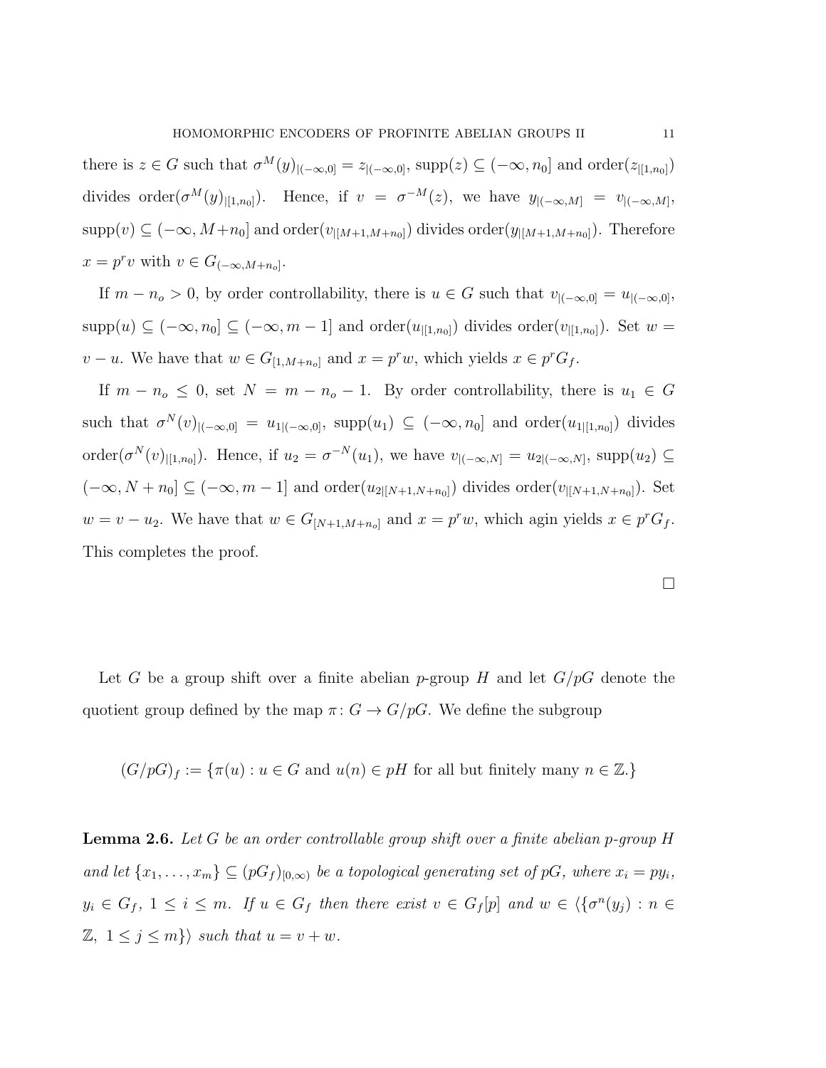there is $z \in G$ such that $\sigma^M(y)_{|(-\infty,0]} = z_{|(-\infty,0]}$, $\text{supp}(z) \subseteq (-\infty, n_0]$ and $\text{order}(z_{|[1,n_0]})$ divides $\text{order}(\sigma^M(y)_{|[1,n_0]})$. Hence, if $v = \sigma^{-M}(z)$, we have $y_{|(-\infty,M]} = v_{|(-\infty,M]}$, $\text{supp}(v) \subseteq (-\infty, M+n_0]$ and $\text{order}(v_{|[M+1,M+n_0]})$ divides $\text{order}(y_{|[M+1,M+n_0]})$. Therefore $x = p^r v$ with $v \in G_{(-\infty,M+n_o]}$.

If $m - n_o > 0$, by order controllability, there is $u \in G$ such that $v_{|(-\infty,0]} = u_{|(-\infty,0]}$, $\text{supp}(u) \subseteq (-\infty, n_0] \subseteq (-\infty, m-1]$ and $\text{order}(u_{|[1,n_0]})$ divides $\text{order}(v_{|[1,n_0]})$. Set $w = v - u$. We have that $w \in G_{[1,M+n_o]}$ and $x = p^r w$, which yields $x \in p^r G_f$.

If $m - n_o \leq 0$, set $N = m - n_o - 1$. By order controllability, there is $u_1 \in G$ such that $\sigma^N(v)_{|(-\infty,0]} = u_{1|(-\infty,0]}$, $\text{supp}(u_1) \subseteq (-\infty, n_0]$ and $\text{order}(u_{1|[1,n_0]})$ divides $\text{order}(\sigma^N(v)_{|[1,n_0]})$. Hence, if $u_2 = \sigma^{-N}(u_1)$, we have $v_{|(-\infty,N]} = u_{2|(-\infty,N]}$, $\text{supp}(u_2) \subseteq (-\infty, N+n_0] \subseteq (-\infty, m-1]$ and $\text{order}(u_{2|[N+1,N+n_0]})$ divides $\text{order}(v_{|[N+1,N+n_0]})$. Set $w = v - u_2$. We have that $w \in G_{[N+1,M+n_o]}$ and $x = p^r w$, which agin yields $x \in p^r G_f$. This completes the proof.

□

Let $G$ be a group shift over a finite abelian $p$-group $H$ and let $G/pG$ denote the quotient group defined by the map $\pi\colon G \to G/pG$. We define the subgroup

$$(G/pG)_f := \{\pi(u) : u \in G \text{ and } u(n) \in pH \text{ for all but finitely many } n \in \mathbb{Z}.\}$$

**Lemma 2.6.** *Let $G$ be an order controllable group shift over a finite abelian $p$-group $H$ and let $\{x_1, \ldots, x_m\} \subseteq (pG_f)_{[0,\infty)}$ be a topological generating set of $pG$, where $x_i = py_i$, $y_i \in G_f$, $1 \leq i \leq m$. If $u \in G_f$ then there exist $v \in G_f[p]$ and $w \in \langle\{\sigma^n(y_j) : n \in \mathbb{Z},\ 1 \leq j \leq m\}\rangle$ such that $u = v + w$.*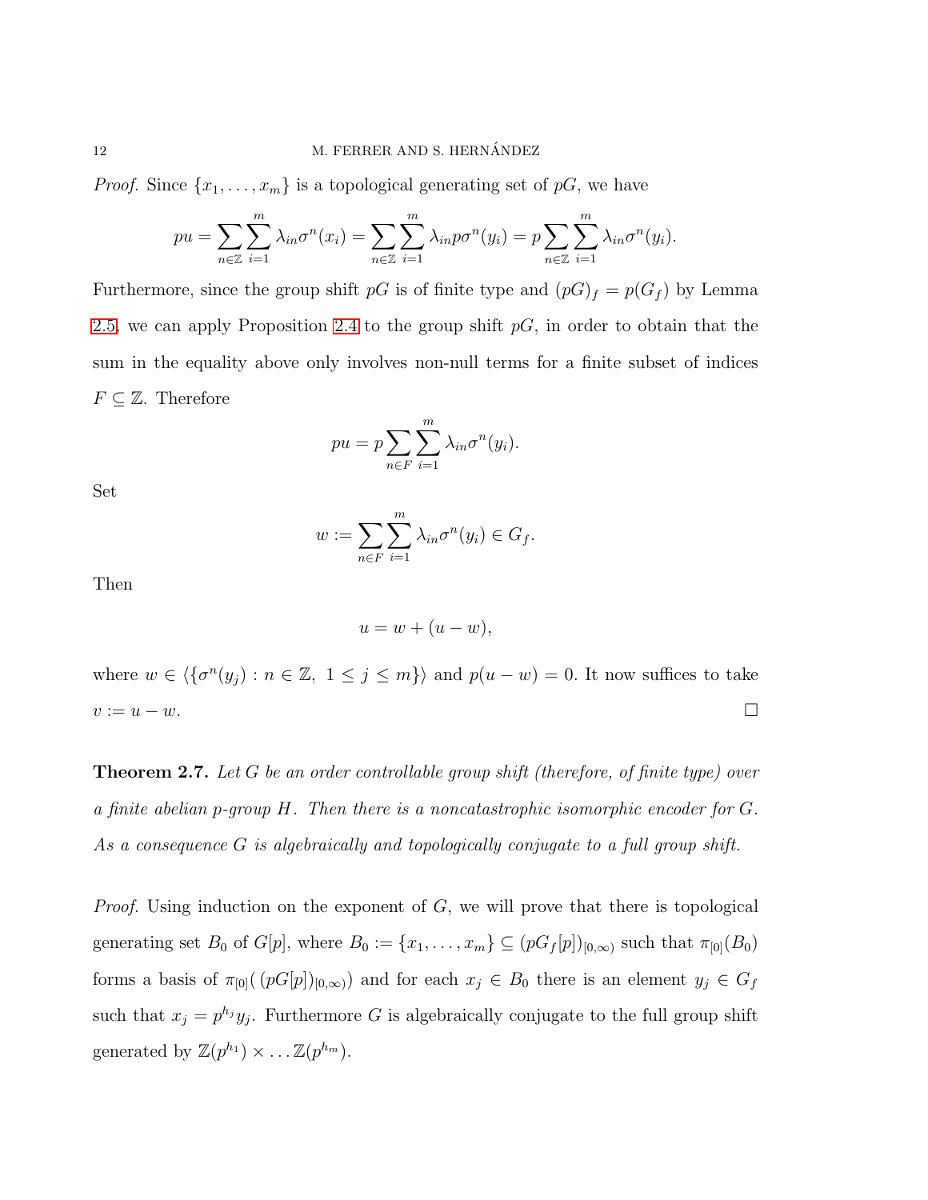*Proof.* Since $\{x_1, \ldots, x_m\}$ is a topological generating set of $pG$, we have

$$pu = \sum_{n\in\mathbb{Z}} \sum_{i=1}^{m} \lambda_{in}\sigma^n(x_i) = \sum_{n\in\mathbb{Z}} \sum_{i=1}^{m} \lambda_{in} p\sigma^n(y_i) = p\sum_{n\in\mathbb{Z}} \sum_{i=1}^{m} \lambda_{in}\sigma^n(y_i).$$

Furthermore, since the group shift $pG$ is of finite type and $(pG)_f = p(G_f)$ by Lemma 2.5, we can apply Proposition 2.4 to the group shift $pG$, in order to obtain that the sum in the equality above only involves non-null terms for a finite subset of indices $F \subseteq \mathbb{Z}$. Therefore

$$pu = p\sum_{n\in F} \sum_{i=1}^{m} \lambda_{in}\sigma^n(y_i).$$

Set

$$w := \sum_{n\in F} \sum_{i=1}^{m} \lambda_{in}\sigma^n(y_i) \in G_f.$$

Then

$$u = w + (u - w),$$

where $w \in \langle\{\sigma^n(y_j) : n \in \mathbb{Z},\ 1 \leq j \leq m\}\rangle$ and $p(u - w) = 0$. It now suffices to take $v := u - w$. □

**Theorem 2.7.** *Let $G$ be an order controllable group shift (therefore, of finite type) over a finite abelian $p$-group $H$. Then there is a noncatastrophic isomorphic encoder for $G$. As a consequence $G$ is algebraically and topologically conjugate to a full group shift.*

*Proof.* Using induction on the exponent of $G$, we will prove that there is topological generating set $B_0$ of $G[p]$, where $B_0 := \{x_1, \ldots, x_m\} \subseteq (pG_f[p])_{[0,\infty)}$ such that $\pi_{[0]}(B_0)$ forms a basis of $\pi_{[0]}(\,(pG[p])_{[0,\infty)})$ and for each $x_j \in B_0$ there is an element $y_j \in G_f$ such that $x_j = p^{h_j}y_j$. Furthermore $G$ is algebraically conjugate to the full group shift generated by $\mathbb{Z}(p^{h_1}) \times \ldots \mathbb{Z}(p^{h_m})$.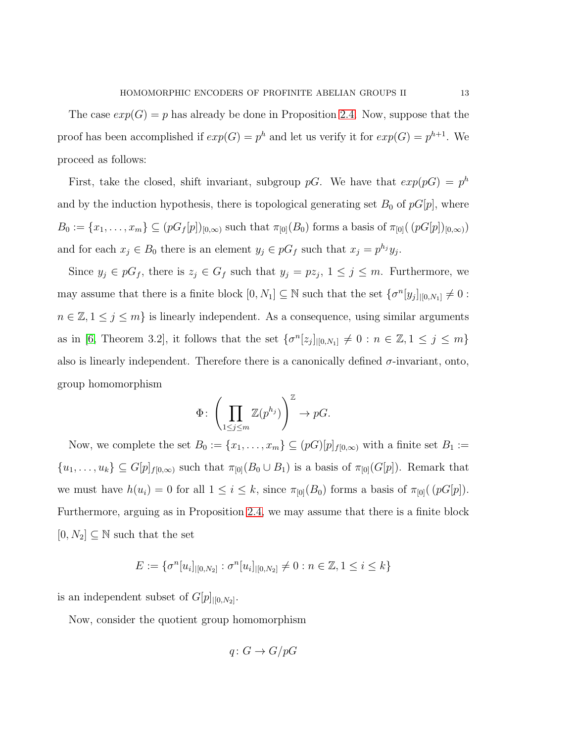The case $exp(G) = p$ has already be done in Proposition 2.4. Now, suppose that the proof has been accomplished if $exp(G) = p^h$ and let us verify it for $exp(G) = p^{h+1}$. We proceed as follows:

First, take the closed, shift invariant, subgroup $pG$. We have that $exp(pG) = p^h$ and by the induction hypothesis, there is topological generating set $B_0$ of $pG[p]$, where $B_0 := \{x_1, \ldots, x_m\} \subseteq (pG_f[p])_{[0,\infty)}$ such that $\pi_{[0]}(B_0)$ forms a basis of $\pi_{[0]}(\,(pG[p])_{[0,\infty)})$ and for each $x_j \in B_0$ there is an element $y_j \in pG_f$ such that $x_j = p^{h_j} y_j$.

Since $y_j \in pG_f$, there is $z_j \in G_f$ such that $y_j = pz_j$, $1 \leq j \leq m$. Furthermore, we may assume that there is a finite block $[0, N_1] \subseteq \mathbb{N}$ such that the set $\{\sigma^n[y_j]_{|[0,N_1]} \neq 0 : n \in \mathbb{Z}, 1 \leq j \leq m\}$ is linearly independent. As a consequence, using similar arguments as in [6, Theorem 3.2], it follows that the set $\{\sigma^n[z_j]_{|[0,N_1]} \neq 0 : n \in \mathbb{Z}, 1 \leq j \leq m\}$ also is linearly independent. Therefore there is a canonically defined $\sigma$-invariant, onto, group homomorphism

$$\Phi \colon \left(\prod_{1 \leq j \leq m} \mathbb{Z}(p^{h_j})\right)^{\mathbb{Z}} \to pG.$$

Now, we complete the set $B_0 := \{x_1, \ldots, x_m\} \subseteq (pG)[p]_{f[0,\infty)}$ with a finite set $B_1 := \{u_1, \ldots, u_k\} \subseteq G[p]_{f[0,\infty)}$ such that $\pi_{[0]}(B_0 \cup B_1)$ is a basis of $\pi_{[0]}(G[p])$. Remark that we must have $h(u_i) = 0$ for all $1 \leq i \leq k$, since $\pi_{[0]}(B_0)$ forms a basis of $\pi_{[0]}(\,(pG[p])$. Furthermore, arguing as in Proposition 2.4, we may assume that there is a finite block $[0, N_2] \subseteq \mathbb{N}$ such that the set

$$E := \{\sigma^n[u_i]_{|[0,N_2]} : \sigma^n[u_i]_{|[0,N_2]} \neq 0 : n \in \mathbb{Z}, 1 \leq i \leq k\}$$

is an independent subset of $G[p]_{|[0,N_2]}$.

Now, consider the quotient group homomorphism

$$q \colon G \to G/pG$$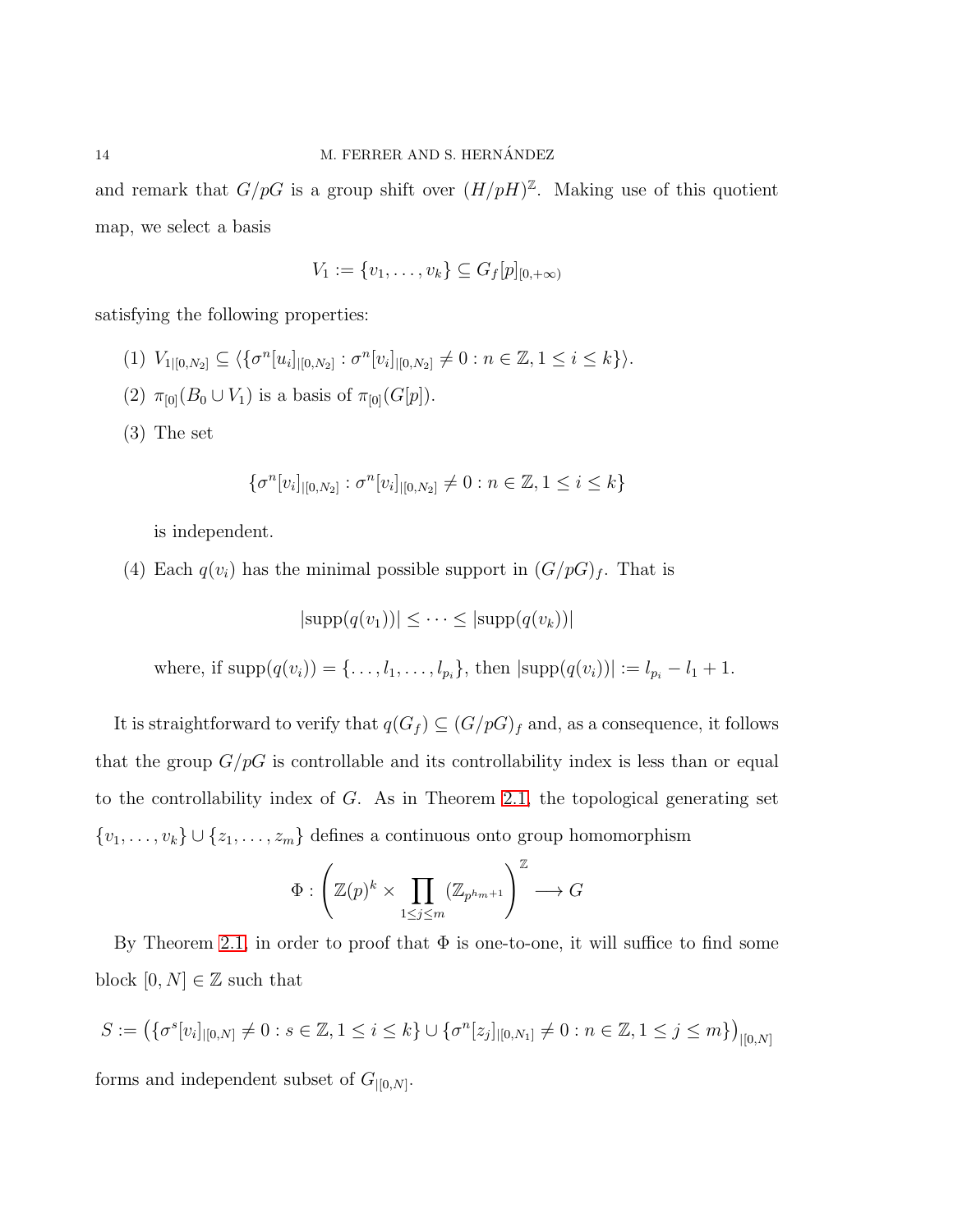and remark that $G/pG$ is a group shift over $(H/pH)^{\mathbb{Z}}$. Making use of this quotient map, we select a basis

$$V_1 := \{v_1, \ldots, v_k\} \subseteq G_f[p]_{[0,+\infty)}$$

satisfying the following properties:

(1) $V_{1|[0,N_2]} \subseteq \langle \{\sigma^n[u_i]_{|[0,N_2]} : \sigma^n[u_i]_{|[0,N_2]} \neq 0 : n \in \mathbb{Z}, 1 \leq i \leq k\} \rangle$.

(2) $\pi_{[0]}(B_0 \cup V_1)$ is a basis of $\pi_{[0]}(G[p])$.

(3) The set

$$\{\sigma^n[v_i]_{|[0,N_2]} : \sigma^n[v_i]_{|[0,N_2]} \neq 0 : n \in \mathbb{Z}, 1 \leq i \leq k\}$$

is independent.

(4) Each $q(v_i)$ has the minimal possible support in $(G/pG)_f$. That is

$$|\text{supp}(q(v_1))| \leq \cdots \leq |\text{supp}(q(v_k))|$$

where, if $\text{supp}(q(v_i)) = \{\ldots, l_1, \ldots, l_{p_i}\}$, then $|\text{supp}(q(v_i))| := l_{p_i} - l_1 + 1$.

It is straightforward to verify that $q(G_f) \subseteq (G/pG)_f$ and, as a consequence, it follows that the group $G/pG$ is controllable and its controllability index is less than or equal to the controllability index of $G$. As in Theorem 2.1, the topological generating set $\{v_1, \ldots, v_k\} \cup \{z_1, \ldots, z_m\}$ defines a continuous onto group homomorphism

$$\Phi : \left( \mathbb{Z}(p)^k \times \prod_{1 \leq j \leq m} (\mathbb{Z}_{p^{h_m+1}}) \right)^{\mathbb{Z}} \longrightarrow G$$

By Theorem 2.1, in order to proof that $\Phi$ is one-to-one, it will suffice to find some block $[0, N] \in \mathbb{Z}$ such that

$$S := \left( \{\sigma^s[v_i]_{|[0,N]} \neq 0 : s \in \mathbb{Z}, 1 \leq i \leq k\} \cup \{\sigma^n[z_j]_{|[0,N_1]} \neq 0 : n \in \mathbb{Z}, 1 \leq j \leq m\} \right)_{|[0,N]}$$

forms and independent subset of $G_{|[0,N]}$.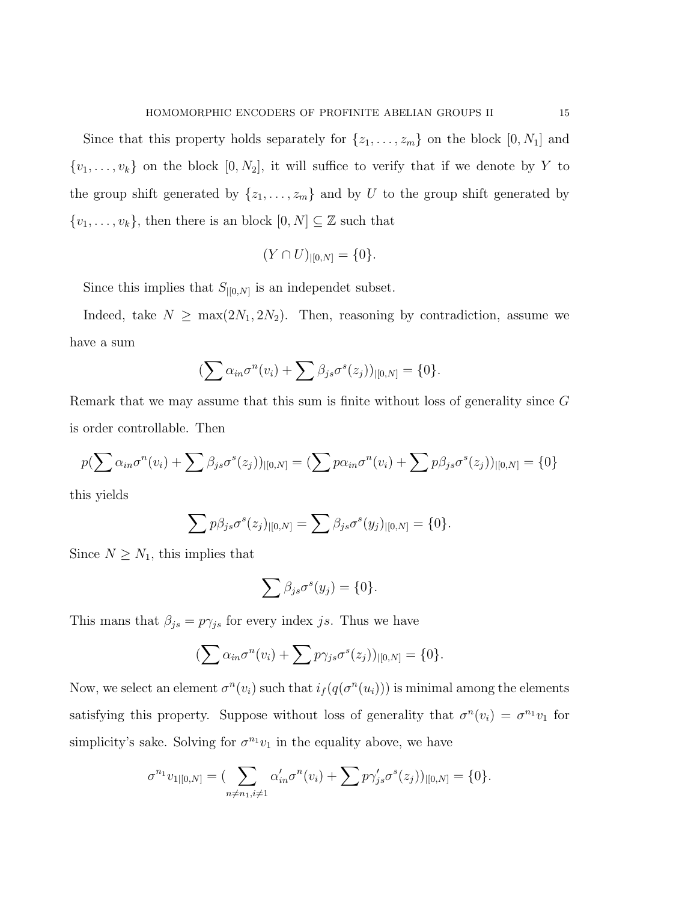Since that this property holds separately for $\{z_1, \ldots, z_m\}$ on the block $[0, N_1]$ and $\{v_1, \ldots, v_k\}$ on the block $[0, N_2]$, it will suffice to verify that if we denote by $Y$ to the group shift generated by $\{z_1, \ldots, z_m\}$ and by $U$ to the group shift generated by $\{v_1, \ldots, v_k\}$, then there is an block $[0, N] \subseteq \mathbb{Z}$ such that

$$(Y \cap U)_{|[0,N]} = \{0\}.$$

Since this implies that $S_{|[0,N]}$ is an independet subset.

Indeed, take $N \geq \max(2N_1, 2N_2)$. Then, reasoning by contradiction, assume we have a sum

$$(\sum \alpha_{in} \sigma^n(v_i) + \sum \beta_{js} \sigma^s(z_j))_{|[0,N]} = \{0\}.$$

Remark that we may assume that this sum is finite without loss of generality since $G$ is order controllable. Then

$$p(\sum \alpha_{in} \sigma^n(v_i) + \sum \beta_{js} \sigma^s(z_j))_{|[0,N]} = (\sum p\alpha_{in} \sigma^n(v_i) + \sum p\beta_{js} \sigma^s(z_j))_{|[0,N]} = \{0\}$$

this yields

$$\sum p\beta_{js} \sigma^s(z_j)_{|[0,N]} = \sum \beta_{js} \sigma^s(y_j)_{|[0,N]} = \{0\}.$$

Since $N \geq N_1$, this implies that

$$\sum \beta_{js} \sigma^s(y_j) = \{0\}.$$

This mans that $\beta_{js} = p\gamma_{js}$ for every index $js$. Thus we have

$$(\sum \alpha_{in} \sigma^n(v_i) + \sum p\gamma_{js} \sigma^s(z_j))_{|[0,N]} = \{0\}.$$

Now, we select an element $\sigma^n(v_i)$ such that $i_f(q(\sigma^n(u_i)))$ is minimal among the elements satisfying this property. Suppose without loss of generality that $\sigma^n(v_i) = \sigma^{n_1} v_1$ for simplicity's sake. Solving for $\sigma^{n_1} v_1$ in the equality above, we have

$$\sigma^{n_1} v_{1|[0,N]} = (\sum_{n \neq n_1, i \neq 1} \alpha'_{in} \sigma^n(v_i) + \sum p\gamma'_{js} \sigma^s(z_j))_{|[0,N]} = \{0\}.$$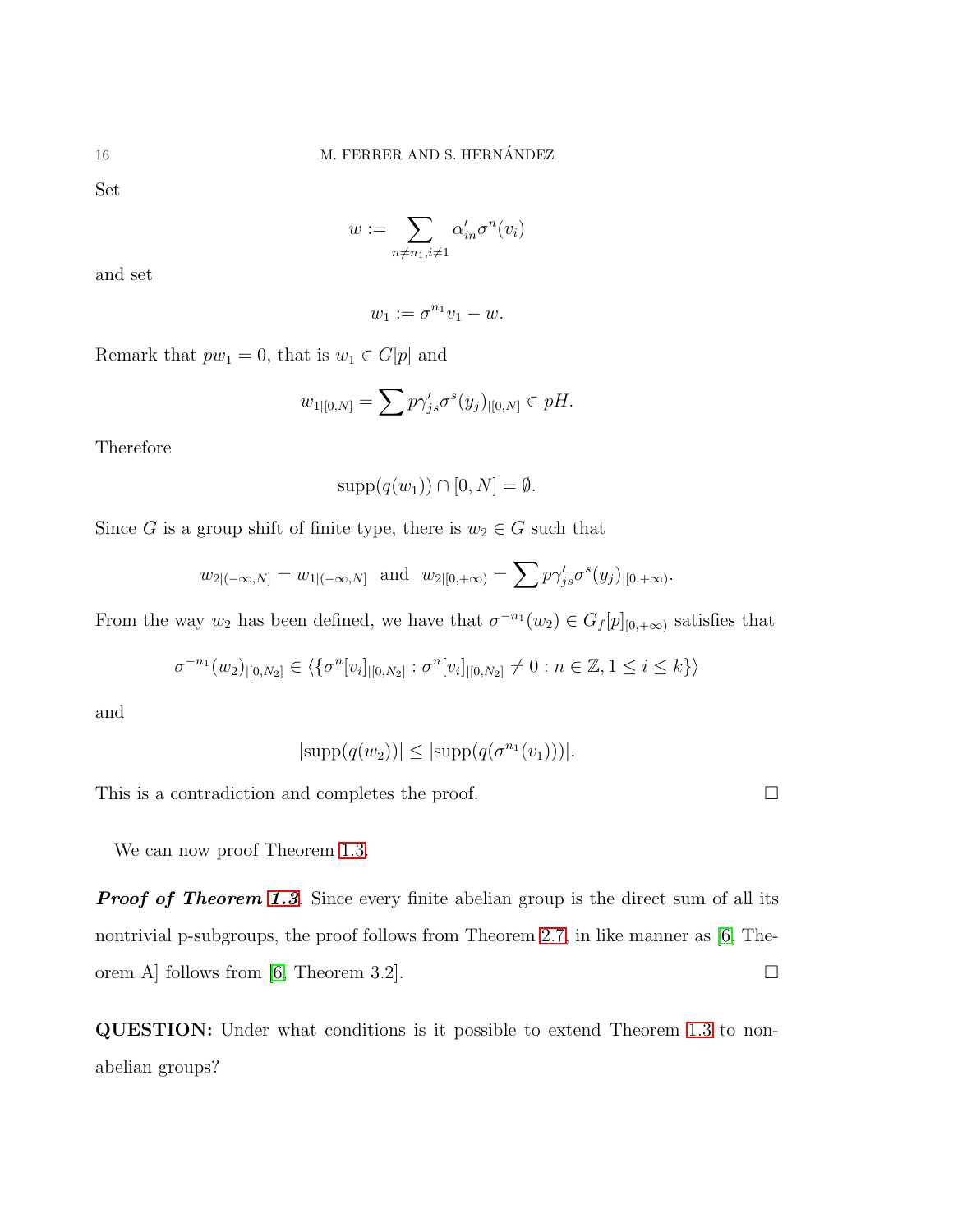Set

$$w := \sum_{n \neq n_1, i \neq 1} \alpha'_{in} \sigma^n(v_i)$$

and set

$$w_1 := \sigma^{n_1} v_1 - w.$$

Remark that $pw_1 = 0$, that is $w_1 \in G[p]$ and

$$w_{1|[0,N]} = \sum p\gamma'_{js} \sigma^s(y_j)_{|[0,N]} \in pH.$$

Therefore

$$\mathrm{supp}(q(w_1)) \cap [0, N] = \emptyset.$$

Since $G$ is a group shift of finite type, there is $w_2 \in G$ such that

$$w_{2|(-\infty,N]} = w_{1|(-\infty,N]} \ \text{ and } \ w_{2|[0,+\infty)} = \sum p\gamma'_{js} \sigma^s(y_j)_{|[0,+\infty)}.$$

From the way $w_2$ has been defined, we have that $\sigma^{-n_1}(w_2) \in G_f[p]_{[0,+\infty)}$ satisfies that

$$\sigma^{-n_1}(w_2)_{|[0,N_2]} \in \langle \{ \sigma^n[v_i]_{|[0,N_2]} : \sigma^n[v_i]_{|[0,N_2]} \neq 0 : n \in \mathbb{Z}, 1 \leq i \leq k \} \rangle$$

and

$$|\mathrm{supp}(q(w_2))| \leq |\mathrm{supp}(q(\sigma^{n_1}(v_1)))|.$$

This is a contradiction and completes the proof. □

We can now proof Theorem 1.3.

***Proof of Theorem 1.3***. Since every finite abelian group is the direct sum of all its nontrivial p-subgroups, the proof follows from Theorem 2.7, in like manner as [6, Theorem A] follows from [6, Theorem 3.2]. □

**QUESTION:** Under what conditions is it possible to extend Theorem 1.3 to non-abelian groups?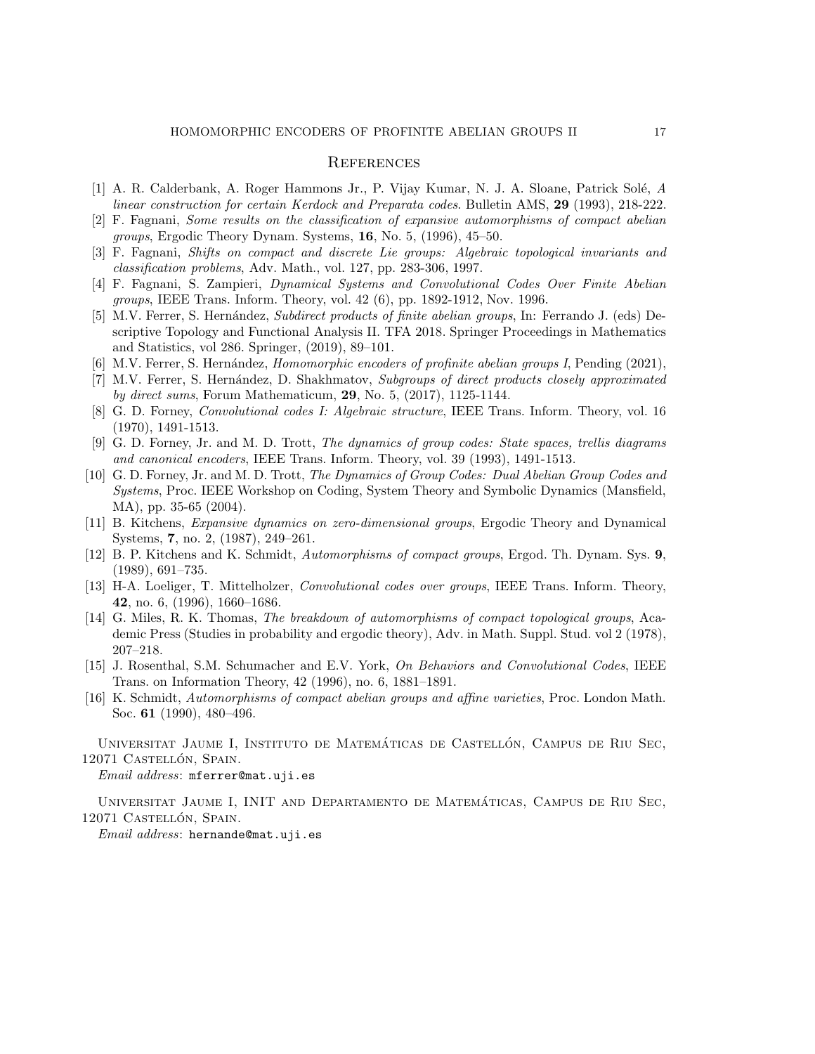## References

[1] A. R. Calderbank, A. Roger Hammons Jr., P. Vijay Kumar, N. J. A. Sloane, Patrick Solé, *A linear construction for certain Kerdock and Preparata codes*. Bulletin AMS, **29** (1993), 218-222.

[2] F. Fagnani, *Some results on the classification of expansive automorphisms of compact abelian groups*, Ergodic Theory Dynam. Systems, **16**, No. 5, (1996), 45–50.

[3] F. Fagnani, *Shifts on compact and discrete Lie groups: Algebraic topological invariants and classification problems*, Adv. Math., vol. 127, pp. 283-306, 1997.

[4] F. Fagnani, S. Zampieri, *Dynamical Systems and Convolutional Codes Over Finite Abelian groups*, IEEE Trans. Inform. Theory, vol. 42 (6), pp. 1892-1912, Nov. 1996.

[5] M.V. Ferrer, S. Hernández, *Subdirect products of finite abelian groups*, In: Ferrando J. (eds) Descriptive Topology and Functional Analysis II. TFA 2018. Springer Proceedings in Mathematics and Statistics, vol 286. Springer, (2019), 89–101.

[6] M.V. Ferrer, S. Hernández, *Homomorphic encoders of profinite abelian groups I*, Pending (2021),

[7] M.V. Ferrer, S. Hernández, D. Shakhmatov, *Subgroups of direct products closely approximated by direct sums*, Forum Mathematicum, **29**, No. 5, (2017), 1125-1144.

[8] G. D. Forney, *Convolutional codes I: Algebraic structure*, IEEE Trans. Inform. Theory, vol. 16 (1970), 1491-1513.

[9] G. D. Forney, Jr. and M. D. Trott, *The dynamics of group codes: State spaces, trellis diagrams and canonical encoders*, IEEE Trans. Inform. Theory, vol. 39 (1993), 1491-1513.

[10] G. D. Forney, Jr. and M. D. Trott, *The Dynamics of Group Codes: Dual Abelian Group Codes and Systems*, Proc. IEEE Workshop on Coding, System Theory and Symbolic Dynamics (Mansfield, MA), pp. 35-65 (2004).

[11] B. Kitchens, *Expansive dynamics on zero-dimensional groups*, Ergodic Theory and Dynamical Systems, **7**, no. 2, (1987), 249–261.

[12] B. P. Kitchens and K. Schmidt, *Automorphisms of compact groups*, Ergod. Th. Dynam. Sys. **9**, (1989), 691–735.

[13] H-A. Loeliger, T. Mittelholzer, *Convolutional codes over groups*, IEEE Trans. Inform. Theory, **42**, no. 6, (1996), 1660–1686.

[14] G. Miles, R. K. Thomas, *The breakdown of automorphisms of compact topological groups*, Academic Press (Studies in probability and ergodic theory), Adv. in Math. Suppl. Stud. vol 2 (1978), 207–218.

[15] J. Rosenthal, S.M. Schumacher and E.V. York, *On Behaviors and Convolutional Codes*, IEEE Trans. on Information Theory, 42 (1996), no. 6, 1881–1891.

[16] K. Schmidt, *Automorphisms of compact abelian groups and affine varieties*, Proc. London Math. Soc. **61** (1990), 480–496.

Universitat Jaume I, Instituto de Matemáticas de Castellón, Campus de Riu Sec, 12071 Castellón, Spain.

*Email address*: mferrer@mat.uji.es

Universitat Jaume I, INIT and Departamento de Matemáticas, Campus de Riu Sec, 12071 Castellón, Spain.

*Email address*: hernande@mat.uji.es